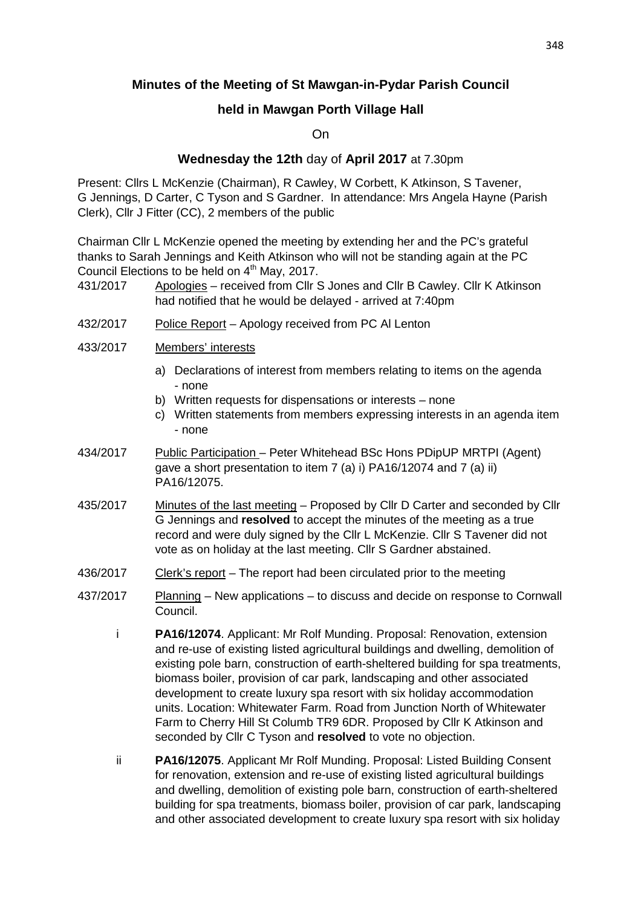## Minutes of the Meeting of St Mawgan-in-Pydar Parish Council

## held in Mawgan Porth Village Hall

On

**Wednesday the 12th** day of **April 2017** at 7.30pm

Present: Cllrs L McKenzie (Chairman), R Cawley, W Corbett, K Atkinson, S Tavener, G Jennings, D Carter, C Tyson and S Gardner. In attendance: Mrs Angela Hayne (Parish Clerk), Cllr J Fitter (CC), 2 members of the public

Chairman Cllr L McKenzie opened the meeting by extending her and the PC's grateful thanks to Sarah Jennings and Keith Atkinson who will not be standing again at the PC Council Elections to be held on 4th May, 2017.

431/2017 Apologies – received from Cllr S Jones and Cllr B Cawley. Cllr K Atkinson had notified that he would be delayed - arrived at 7:40pm

432/2017 Police Report – Apology received from PC Al Lenton

433/2017 Members' interests

a) Declarations of interest from members relating to items on the agenda - none
b) Written requests for dispensations or interests – none
c) Written statements from members expressing interests in an agenda item - none

434/2017 Public Participation – Peter Whitehead BSc Hons PDipUP MRTPI (Agent) gave a short presentation to item 7 (a) i) PA16/12074 and 7 (a) ii) PA16/12075.

435/2017 Minutes of the last meeting – Proposed by Cllr D Carter and seconded by Cllr G Jennings and **resolved** to accept the minutes of the meeting as a true record and were duly signed by the Cllr L McKenzie. Cllr S Tavener did not vote as on holiday at the last meeting. Cllr S Gardner abstained.

436/2017 Clerk's report – The report had been circulated prior to the meeting

437/2017 Planning – New applications – to discuss and decide on response to Cornwall Council.

i **PA16/12074**. Applicant: Mr Rolf Munding. Proposal: Renovation, extension and re-use of existing listed agricultural buildings and dwelling, demolition of existing pole barn, construction of earth-sheltered building for spa treatments, biomass boiler, provision of car park, landscaping and other associated development to create luxury spa resort with six holiday accommodation units. Location: Whitewater Farm. Road from Junction North of Whitewater Farm to Cherry Hill St Columb TR9 6DR. Proposed by Cllr K Atkinson and seconded by Cllr C Tyson and **resolved** to vote no objection.

ii **PA16/12075**. Applicant Mr Rolf Munding. Proposal: Listed Building Consent for renovation, extension and re-use of existing listed agricultural buildings and dwelling, demolition of existing pole barn, construction of earth-sheltered building for spa treatments, biomass boiler, provision of car park, landscaping and other associated development to create luxury spa resort with six holiday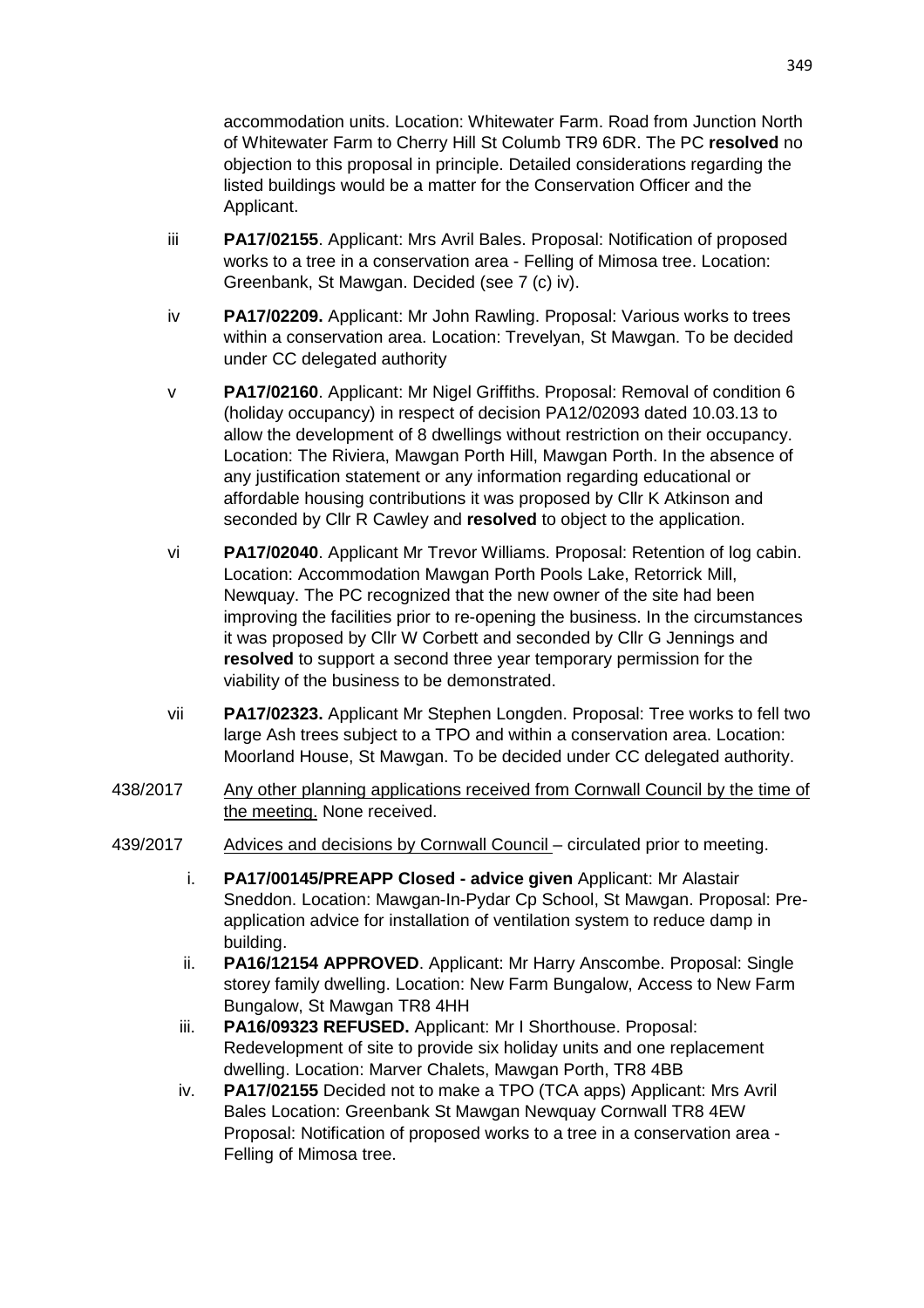accommodation units. Location: Whitewater Farm. Road from Junction North of Whitewater Farm to Cherry Hill St Columb TR9 6DR. The PC **resolved** no objection to this proposal in principle. Detailed considerations regarding the listed buildings would be a matter for the Conservation Officer and the Applicant.

iii **PA17/02155**. Applicant: Mrs Avril Bales. Proposal: Notification of proposed works to a tree in a conservation area - Felling of Mimosa tree. Location: Greenbank, St Mawgan. Decided (see 7 (c) iv).

iv **PA17/02209.** Applicant: Mr John Rawling. Proposal: Various works to trees within a conservation area. Location: Trevelyan, St Mawgan. To be decided under CC delegated authority

v **PA17/02160**. Applicant: Mr Nigel Griffiths. Proposal: Removal of condition 6 (holiday occupancy) in respect of decision PA12/02093 dated 10.03.13 to allow the development of 8 dwellings without restriction on their occupancy. Location: The Riviera, Mawgan Porth Hill, Mawgan Porth. In the absence of any justification statement or any information regarding educational or affordable housing contributions it was proposed by Cllr K Atkinson and seconded by Cllr R Cawley and **resolved** to object to the application.

vi **PA17/02040**. Applicant Mr Trevor Williams. Proposal: Retention of log cabin. Location: Accommodation Mawgan Porth Pools Lake, Retorrick Mill, Newquay. The PC recognized that the new owner of the site had been improving the facilities prior to re-opening the business. In the circumstances it was proposed by Cllr W Corbett and seconded by Cllr G Jennings and **resolved** to support a second three year temporary permission for the viability of the business to be demonstrated.

vii **PA17/02323.** Applicant Mr Stephen Longden. Proposal: Tree works to fell two large Ash trees subject to a TPO and within a conservation area. Location: Moorland House, St Mawgan. To be decided under CC delegated authority.

438/2017 Any other planning applications received from Cornwall Council by the time of the meeting. None received.

439/2017 Advices and decisions by Cornwall Council – circulated prior to meeting.

i. **PA17/00145/PREAPP Closed - advice given** Applicant: Mr Alastair Sneddon. Location: Mawgan-In-Pydar Cp School, St Mawgan. Proposal: Pre-application advice for installation of ventilation system to reduce damp in building.

ii. **PA16/12154 APPROVED**. Applicant: Mr Harry Anscombe. Proposal: Single storey family dwelling. Location: New Farm Bungalow, Access to New Farm Bungalow, St Mawgan TR8 4HH

iii. **PA16/09323 REFUSED.** Applicant: Mr I Shorthouse. Proposal: Redevelopment of site to provide six holiday units and one replacement dwelling. Location: Marver Chalets, Mawgan Porth, TR8 4BB

iv. **PA17/02155** Decided not to make a TPO (TCA apps) Applicant: Mrs Avril Bales Location: Greenbank St Mawgan Newquay Cornwall TR8 4EW Proposal: Notification of proposed works to a tree in a conservation area - Felling of Mimosa tree.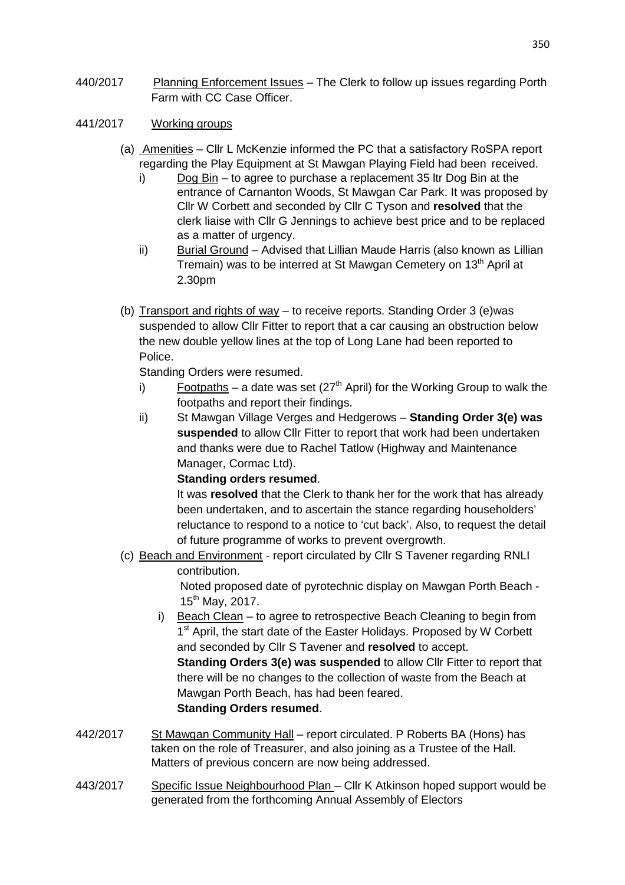440/2017 Planning Enforcement Issues – The Clerk to follow up issues regarding Porth Farm with CC Case Officer.

441/2017 Working groups

(a) Amenities – Cllr L McKenzie informed the PC that a satisfactory RoSPA report regarding the Play Equipment at St Mawgan Playing Field had been received.

i) Dog Bin – to agree to purchase a replacement 35 ltr Dog Bin at the entrance of Carnanton Woods, St Mawgan Car Park. It was proposed by Cllr W Corbett and seconded by Cllr C Tyson and **resolved** that the clerk liaise with Cllr G Jennings to achieve best price and to be replaced as a matter of urgency.

ii) Burial Ground – Advised that Lillian Maude Harris (also known as Lillian Tremain) was to be interred at St Mawgan Cemetery on 13th April at 2.30pm

(b) Transport and rights of way – to receive reports. Standing Order 3 (e)was suspended to allow Cllr Fitter to report that a car causing an obstruction below the new double yellow lines at the top of Long Lane had been reported to Police.

Standing Orders were resumed.

i) Footpaths – a date was set (27th April) for the Working Group to walk the footpaths and report their findings.

ii) St Mawgan Village Verges and Hedgerows – **Standing Order 3(e) was suspended** to allow Cllr Fitter to report that work had been undertaken and thanks were due to Rachel Tatlow (Highway and Maintenance Manager, Cormac Ltd).

**Standing orders resumed**.

It was **resolved** that the Clerk to thank her for the work that has already been undertaken, and to ascertain the stance regarding householders' reluctance to respond to a notice to 'cut back'. Also, to request the detail of future programme of works to prevent overgrowth.

(c) Beach and Environment - report circulated by Cllr S Tavener regarding RNLI contribution.

Noted proposed date of pyrotechnic display on Mawgan Porth Beach - 15th May, 2017.

i) Beach Clean – to agree to retrospective Beach Cleaning to begin from 1st April, the start date of the Easter Holidays. Proposed by W Corbett and seconded by Cllr S Tavener and **resolved** to accept.

**Standing Orders 3(e) was suspended** to allow Cllr Fitter to report that there will be no changes to the collection of waste from the Beach at Mawgan Porth Beach, has had been feared.

**Standing Orders resumed**.

442/2017 St Mawgan Community Hall – report circulated. P Roberts BA (Hons) has taken on the role of Treasurer, and also joining as a Trustee of the Hall. Matters of previous concern are now being addressed.

443/2017 Specific Issue Neighbourhood Plan – Cllr K Atkinson hoped support would be generated from the forthcoming Annual Assembly of Electors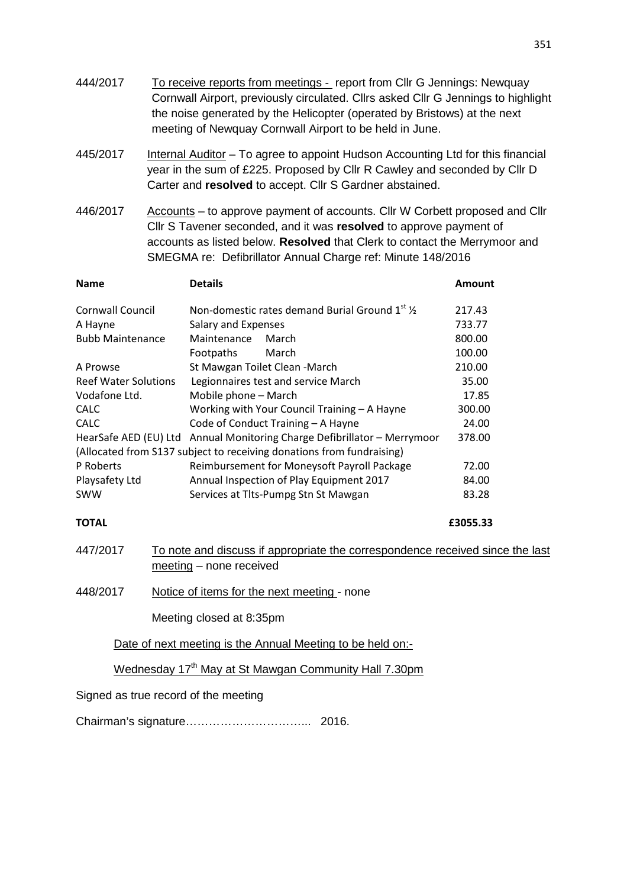444/2017 To receive reports from meetings - report from Cllr G Jennings: Newquay Cornwall Airport, previously circulated. Cllrs asked Cllr G Jennings to highlight the noise generated by the Helicopter (operated by Bristows) at the next meeting of Newquay Cornwall Airport to be held in June.

445/2017 Internal Auditor – To agree to appoint Hudson Accounting Ltd for this financial year in the sum of £225. Proposed by Cllr R Cawley and seconded by Cllr D Carter and **resolved** to accept. Cllr S Gardner abstained.

446/2017 Accounts – to approve payment of accounts. Cllr W Corbett proposed and Cllr Cllr S Tavener seconded, and it was **resolved** to approve payment of accounts as listed below. **Resolved** that Clerk to contact the Merrymoor and SMEGMA re: Defibrillator Annual Charge ref: Minute 148/2016

| Name | Details | Amount |
|---|---|---|
| Cornwall Council | Non-domestic rates demand Burial Ground 1st ½ | 217.43 |
| A Hayne | Salary and Expenses | 733.77 |
| Bubb Maintenance | Maintenance March | 800.00 |
| | Footpaths March | 100.00 |
| A Prowse | St Mawgan Toilet Clean -March | 210.00 |
| Reef Water Solutions | Legionnaires test and service March | 35.00 |
| Vodafone Ltd. | Mobile phone – March | 17.85 |
| CALC | Working with Your Council Training – A Hayne | 300.00 |
| CALC | Code of Conduct Training – A Hayne | 24.00 |
| HearSafe AED (EU) Ltd | Annual Monitoring Charge Defibrillator – Merrymoor | 378.00 |
| (Allocated from S137 subject to receiving donations from fundraising) | | |
| P Roberts | Reimbursement for Moneysoft Payroll Package | 72.00 |
| Playsafety Ltd | Annual Inspection of Play Equipment 2017 | 84.00 |
| SWW | Services at Tlts-Pumpg Stn St Mawgan | 83.28 |
| **TOTAL** | | **£3055.33** |

447/2017 To note and discuss if appropriate the correspondence received since the last meeting – none received

448/2017 Notice of items for the next meeting - none

Meeting closed at 8:35pm

Date of next meeting is the Annual Meeting to be held on:-

Wednesday 17th May at St Mawgan Community Hall 7.30pm

Signed as true record of the meeting

Chairman's signature………………………….. 2016.